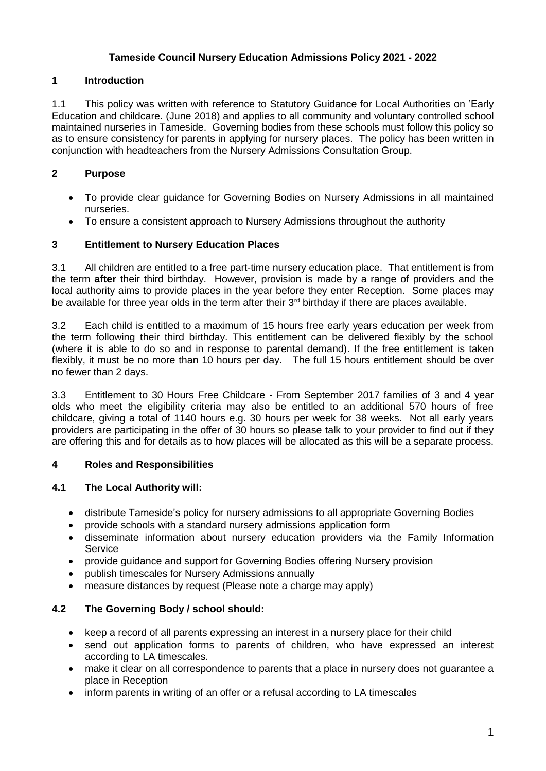# Tameside Council Nursery Education Admissions Policy 2021 - 2022

## 1 Introduction

1.1 This policy was written with reference to Statutory Guidance for Local Authorities on 'Early Education and childcare. (June 2018) and applies to all community and voluntary controlled school maintained nurseries in Tameside. Governing bodies from these schools must follow this policy so as to ensure consistency for parents in applying for nursery places. The policy has been written in conjunction with headteachers from the Nursery Admissions Consultation Group.

## 2 Purpose

- To provide clear guidance for Governing Bodies on Nursery Admissions in all maintained nurseries.
- To ensure a consistent approach to Nursery Admissions throughout the authority

## 3 Entitlement to Nursery Education Places

3.1 All children are entitled to a free part-time nursery education place. That entitlement is from the term **after** their third birthday. However, provision is made by a range of providers and the local authority aims to provide places in the year before they enter Reception. Some places may be available for three year olds in the term after their 3rd birthday if there are places available.

3.2 Each child is entitled to a maximum of 15 hours free early years education per week from the term following their third birthday. This entitlement can be delivered flexibly by the school (where it is able to do so and in response to parental demand). If the free entitlement is taken flexibly, it must be no more than 10 hours per day. The full 15 hours entitlement should be over no fewer than 2 days.

3.3 Entitlement to 30 Hours Free Childcare - From September 2017 families of 3 and 4 year olds who meet the eligibility criteria may also be entitled to an additional 570 hours of free childcare, giving a total of 1140 hours e.g. 30 hours per week for 38 weeks. Not all early years providers are participating in the offer of 30 hours so please talk to your provider to find out if they are offering this and for details as to how places will be allocated as this will be a separate process.

## 4 Roles and Responsibilities

### 4.1 The Local Authority will:

- distribute Tameside's policy for nursery admissions to all appropriate Governing Bodies
- provide schools with a standard nursery admissions application form
- disseminate information about nursery education providers via the Family Information Service
- provide guidance and support for Governing Bodies offering Nursery provision
- publish timescales for Nursery Admissions annually
- measure distances by request (Please note a charge may apply)

### 4.2 The Governing Body / school should:

- keep a record of all parents expressing an interest in a nursery place for their child
- send out application forms to parents of children, who have expressed an interest according to LA timescales.
- make it clear on all correspondence to parents that a place in nursery does not guarantee a place in Reception
- inform parents in writing of an offer or a refusal according to LA timescales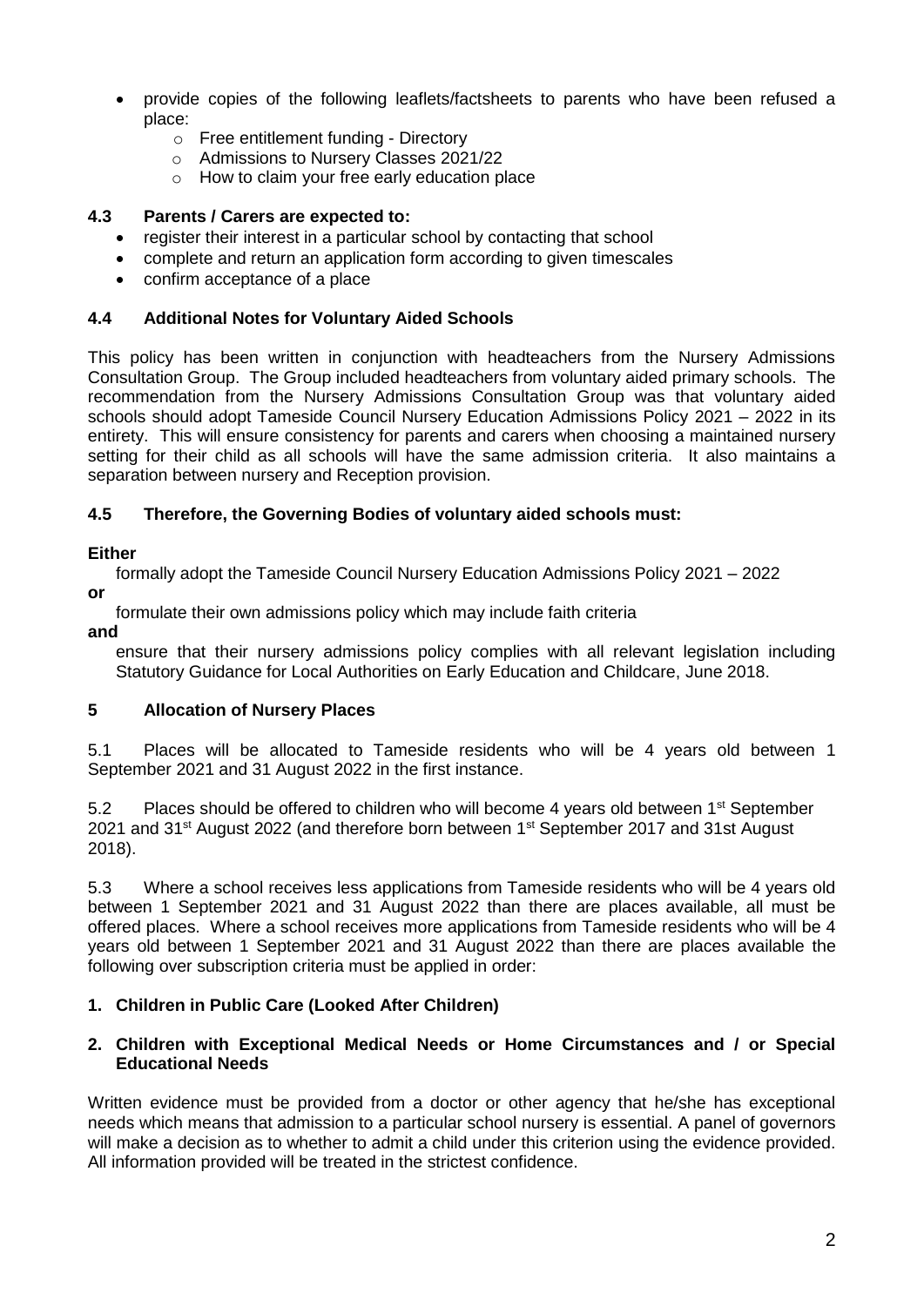- provide copies of the following leaflets/factsheets to parents who have been refused a place:
  - Free entitlement funding - Directory
  - Admissions to Nursery Classes 2021/22
  - How to claim your free early education place

### 4.3 Parents / Carers are expected to:

- register their interest in a particular school by contacting that school
- complete and return an application form according to given timescales
- confirm acceptance of a place

### 4.4 Additional Notes for Voluntary Aided Schools

This policy has been written in conjunction with headteachers from the Nursery Admissions Consultation Group. The Group included headteachers from voluntary aided primary schools. The recommendation from the Nursery Admissions Consultation Group was that voluntary aided schools should adopt Tameside Council Nursery Education Admissions Policy 2021 – 2022 in its entirety. This will ensure consistency for parents and carers when choosing a maintained nursery setting for their child as all schools will have the same admission criteria. It also maintains a separation between nursery and Reception provision.

### 4.5 Therefore, the Governing Bodies of voluntary aided schools must:

**Either**

formally adopt the Tameside Council Nursery Education Admissions Policy 2021 – 2022

**or**

formulate their own admissions policy which may include faith criteria

**and**

ensure that their nursery admissions policy complies with all relevant legislation including Statutory Guidance for Local Authorities on Early Education and Childcare, June 2018.

## 5 Allocation of Nursery Places

5.1 Places will be allocated to Tameside residents who will be 4 years old between 1 September 2021 and 31 August 2022 in the first instance.

5.2 Places should be offered to children who will become 4 years old between 1st September 2021 and 31st August 2022 (and therefore born between 1st September 2017 and 31st August 2018).

5.3 Where a school receives less applications from Tameside residents who will be 4 years old between 1 September 2021 and 31 August 2022 than there are places available, all must be offered places. Where a school receives more applications from Tameside residents who will be 4 years old between 1 September 2021 and 31 August 2022 than there are places available the following over subscription criteria must be applied in order:

1. **Children in Public Care (Looked After Children)**

2. **Children with Exceptional Medical Needs or Home Circumstances and / or Special Educational Needs**

Written evidence must be provided from a doctor or other agency that he/she has exceptional needs which means that admission to a particular school nursery is essential. A panel of governors will make a decision as to whether to admit a child under this criterion using the evidence provided. All information provided will be treated in the strictest confidence.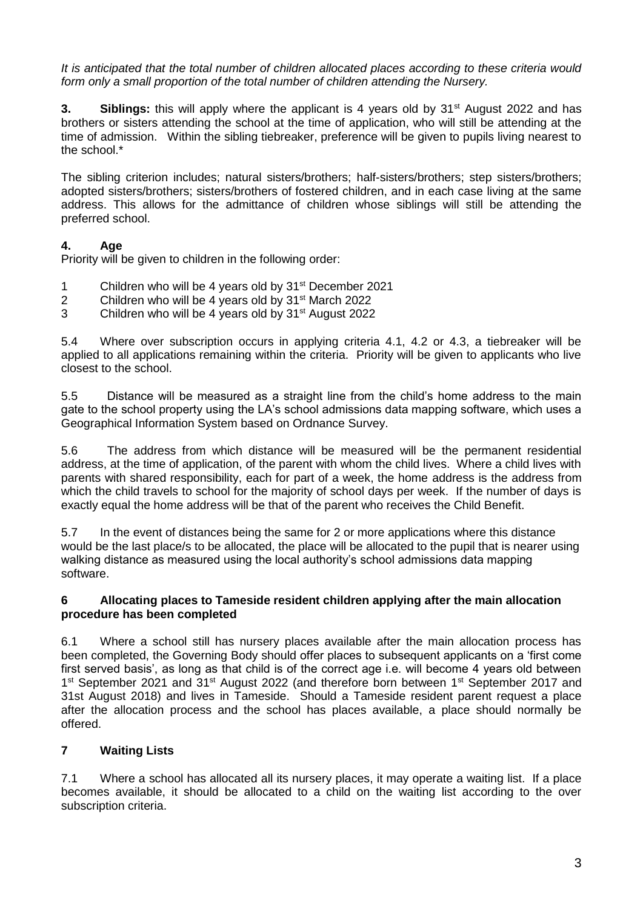*It is anticipated that the total number of children allocated places according to these criteria would form only a small proportion of the total number of children attending the Nursery.*

**3. Siblings:** this will apply where the applicant is 4 years old by 31st August 2022 and has brothers or sisters attending the school at the time of application, who will still be attending at the time of admission. Within the sibling tiebreaker, preference will be given to pupils living nearest to the school.*

The sibling criterion includes; natural sisters/brothers; half-sisters/brothers; step sisters/brothers; adopted sisters/brothers; sisters/brothers of fostered children, and in each case living at the same address. This allows for the admittance of children whose siblings will still be attending the preferred school.

**4. Age**

Priority will be given to children in the following order:

1 Children who will be 4 years old by 31st December 2021
2 Children who will be 4 years old by 31st March 2022
3 Children who will be 4 years old by 31st August 2022

5.4 Where over subscription occurs in applying criteria 4.1, 4.2 or 4.3, a tiebreaker will be applied to all applications remaining within the criteria. Priority will be given to applicants who live closest to the school.

5.5 Distance will be measured as a straight line from the child's home address to the main gate to the school property using the LA's school admissions data mapping software, which uses a Geographical Information System based on Ordnance Survey.

5.6 The address from which distance will be measured will be the permanent residential address, at the time of application, of the parent with whom the child lives. Where a child lives with parents with shared responsibility, each for part of a week, the home address is the address from which the child travels to school for the majority of school days per week. If the number of days is exactly equal the home address will be that of the parent who receives the Child Benefit.

5.7 In the event of distances being the same for 2 or more applications where this distance would be the last place/s to be allocated, the place will be allocated to the pupil that is nearer using walking distance as measured using the local authority's school admissions data mapping software.

## 6 Allocating places to Tameside resident children applying after the main allocation procedure has been completed

6.1 Where a school still has nursery places available after the main allocation process has been completed, the Governing Body should offer places to subsequent applicants on a 'first come first served basis', as long as that child is of the correct age i.e. will become 4 years old between 1st September 2021 and 31st August 2022 (and therefore born between 1st September 2017 and 31st August 2018) and lives in Tameside. Should a Tameside resident parent request a place after the allocation process and the school has places available, a place should normally be offered.

## 7 Waiting Lists

7.1 Where a school has allocated all its nursery places, it may operate a waiting list. If a place becomes available, it should be allocated to a child on the waiting list according to the over subscription criteria.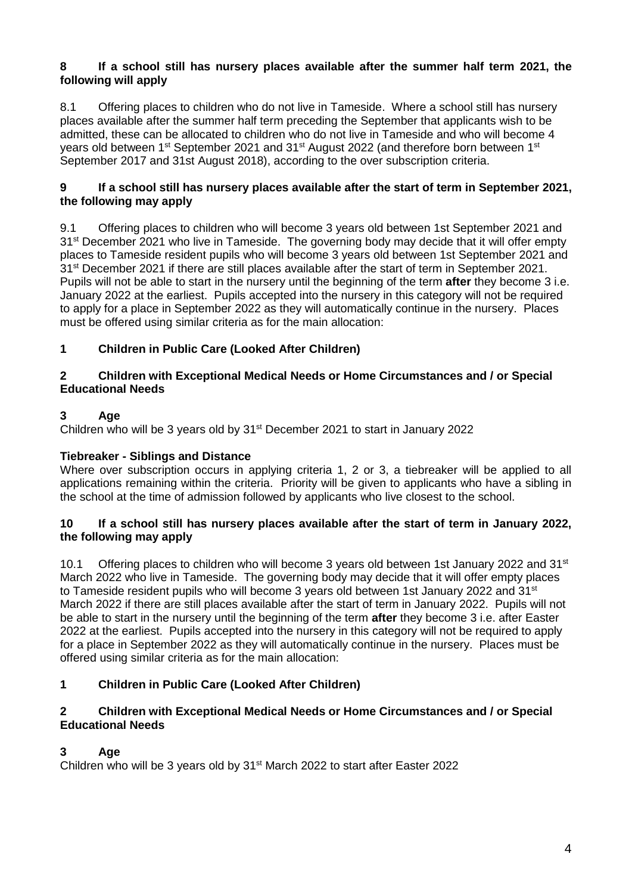## 8 If a school still has nursery places available after the summer half term 2021, the following will apply

8.1 Offering places to children who do not live in Tameside. Where a school still has nursery places available after the summer half term preceding the September that applicants wish to be admitted, these can be allocated to children who do not live in Tameside and who will become 4 years old between 1st September 2021 and 31st August 2022 (and therefore born between 1st September 2017 and 31st August 2018), according to the over subscription criteria.

## 9 If a school still has nursery places available after the start of term in September 2021, the following may apply

9.1 Offering places to children who will become 3 years old between 1st September 2021 and 31st December 2021 who live in Tameside. The governing body may decide that it will offer empty places to Tameside resident pupils who will become 3 years old between 1st September 2021 and 31st December 2021 if there are still places available after the start of term in September 2021. Pupils will not be able to start in the nursery until the beginning of the term **after** they become 3 i.e. January 2022 at the earliest. Pupils accepted into the nursery in this category will not be required to apply for a place in September 2022 as they will automatically continue in the nursery. Places must be offered using similar criteria as for the main allocation:

### 1 Children in Public Care (Looked After Children)

### 2 Children with Exceptional Medical Needs or Home Circumstances and / or Special Educational Needs

### 3 Age

Children who will be 3 years old by 31st December 2021 to start in January 2022

**Tiebreaker - Siblings and Distance**

Where over subscription occurs in applying criteria 1, 2 or 3, a tiebreaker will be applied to all applications remaining within the criteria. Priority will be given to applicants who have a sibling in the school at the time of admission followed by applicants who live closest to the school.

## 10 If a school still has nursery places available after the start of term in January 2022, the following may apply

10.1 Offering places to children who will become 3 years old between 1st January 2022 and 31st March 2022 who live in Tameside. The governing body may decide that it will offer empty places to Tameside resident pupils who will become 3 years old between 1st January 2022 and 31st March 2022 if there are still places available after the start of term in January 2022. Pupils will not be able to start in the nursery until the beginning of the term **after** they become 3 i.e. after Easter 2022 at the earliest. Pupils accepted into the nursery in this category will not be required to apply for a place in September 2022 as they will automatically continue in the nursery. Places must be offered using similar criteria as for the main allocation:

### 1 Children in Public Care (Looked After Children)

### 2 Children with Exceptional Medical Needs or Home Circumstances and / or Special Educational Needs

### 3 Age

Children who will be 3 years old by 31st March 2022 to start after Easter 2022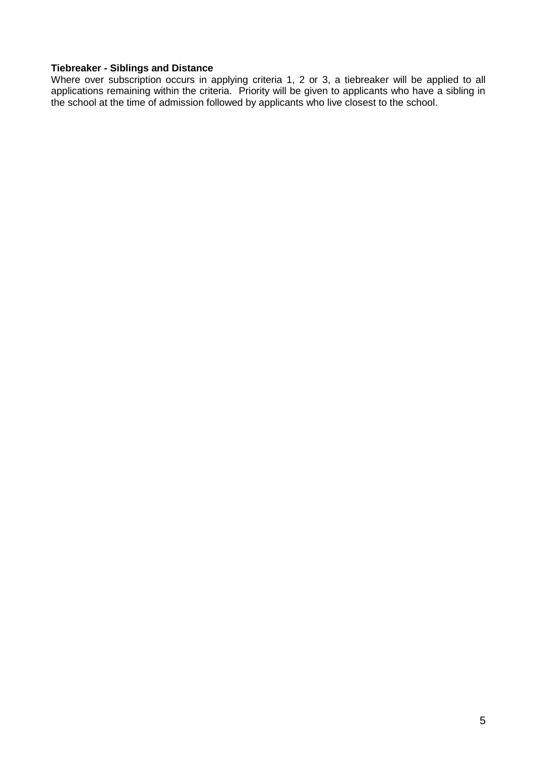**Tiebreaker - Siblings and Distance**

Where over subscription occurs in applying criteria 1, 2 or 3, a tiebreaker will be applied to all applications remaining within the criteria. Priority will be given to applicants who have a sibling in the school at the time of admission followed by applicants who live closest to the school.